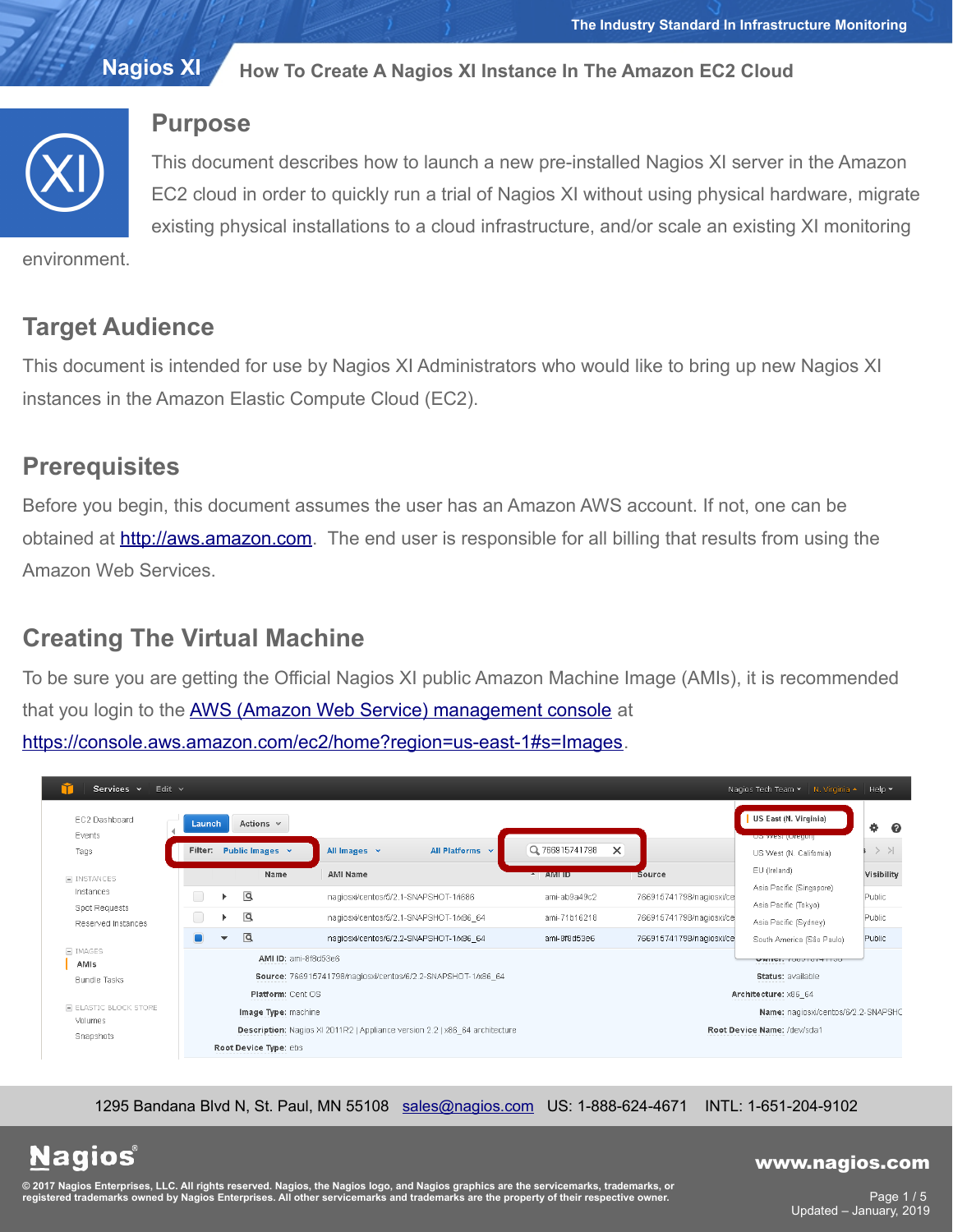# Purpose

This document describes how to launch a new pre-installed Nagios XI server in the Amazon EC2 cloud in order to quickly run a trial of Nagios XI without using physical hardware, migrate existing physical installations to a cloud infrastructure, and/or scale an existing XI monitoring environment.

# Target Audience

This document is intended for use by Nagios XI Administrators who would like to bring up new Nagios XI instances in the Amazon Elastic Compute Cloud (EC2).

# Prerequisites

Before you begin, this document assumes the user has an Amazon AWS account. If not, one can be obtained at [http://aws.amazon.com](http://aws.amazon.com). The end user is responsible for all billing that results from using the Amazon Web Services.

# Creating The Virtual Machine

To be sure you are getting the Official Nagios XI public Amazon Machine Image (AMIs), it is recommended that you login to the [AWS (Amazon Web Service) management console](https://console.aws.amazon.com/ec2/home?region=us-east-1#s=Images) at [https://console.aws.amazon.com/ec2/home?region=us-east-1#s=Images](https://console.aws.amazon.com/ec2/home?region=us-east-1#s=Images).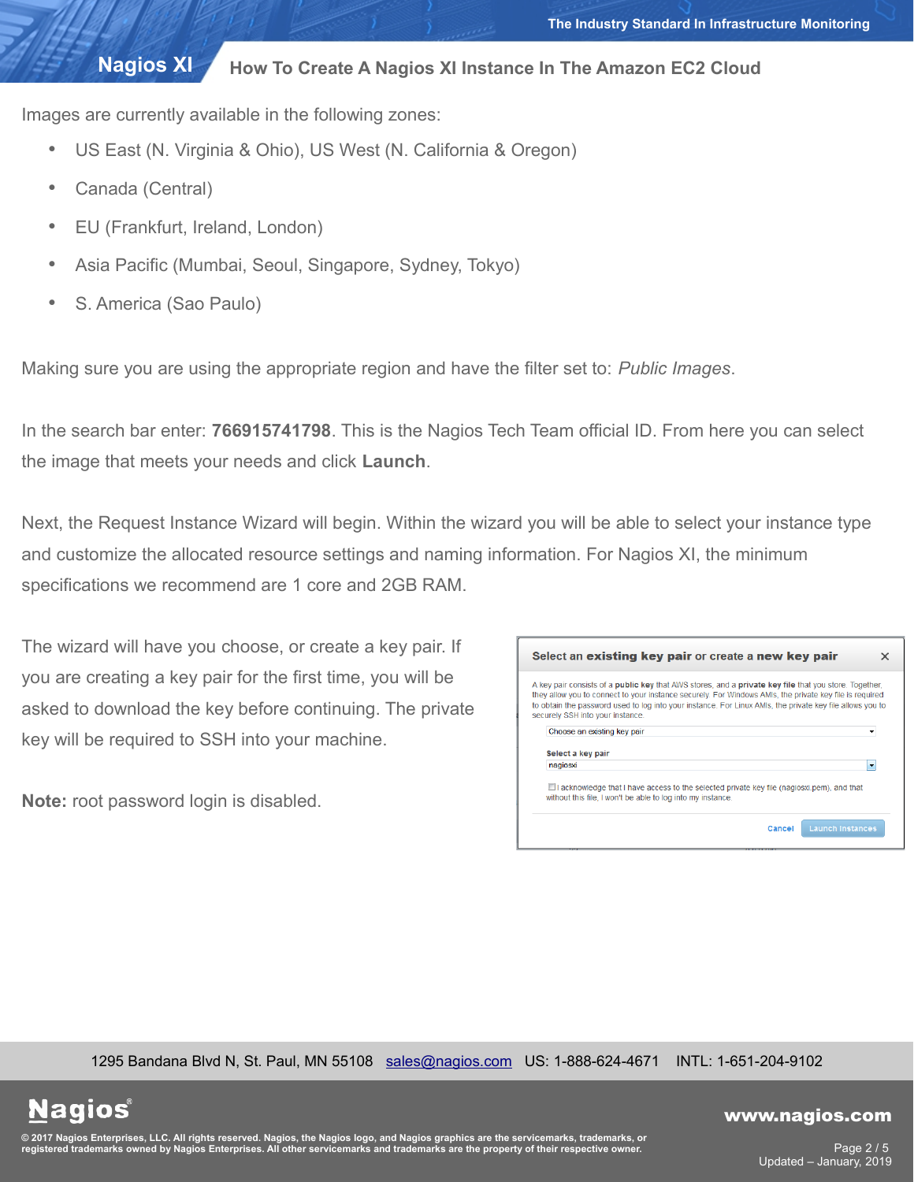Images are currently available in the following zones:

- US East (N. Virginia & Ohio), US West (N. California & Oregon)
- Canada (Central)
- EU (Frankfurt, Ireland, London)
- Asia Pacific (Mumbai, Seoul, Singapore, Sydney, Tokyo)
- S. America (Sao Paulo)

Making sure you are using the appropriate region and have the filter set to: *Public Images*.

In the search bar enter: **766915741798**. This is the Nagios Tech Team official ID. From here you can select the image that meets your needs and click **Launch**.

Next, the Request Instance Wizard will begin. Within the wizard you will be able to select your instance type and customize the allocated resource settings and naming information. For Nagios XI, the minimum specifications we recommend are 1 core and 2GB RAM.

The wizard will have you choose, or create a key pair. If you are creating a key pair for the first time, you will be asked to download the key before continuing. The private key will be required to SSH into your machine.

**Note:** root password login is disabled.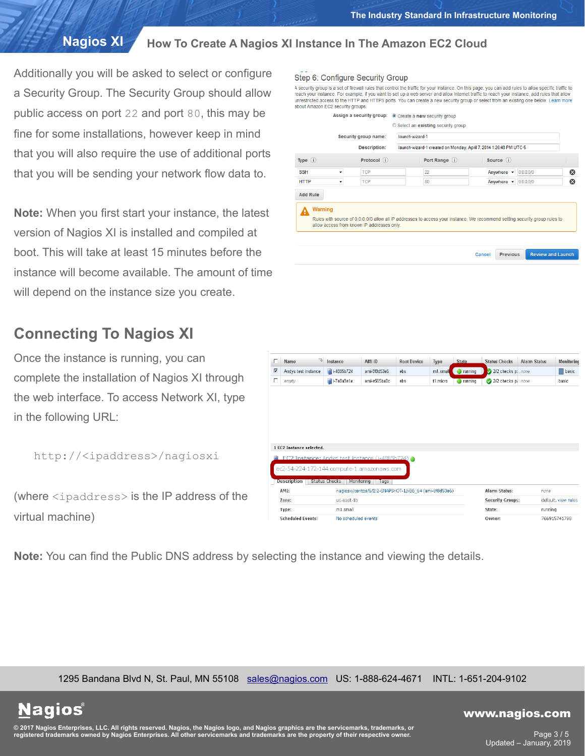Additionally you will be asked to select or configure a Security Group. The Security Group should allow public access on port `22` and port `80`, this may be fine for some installations, however keep in mind that you will also require the use of additional ports that you will be sending your network flow data to.

**Note:** When you first start your instance, the latest version of Nagios XI is installed and compiled at boot. This will take at least 15 minutes before the instance will become available. The amount of time will depend on the instance size you create.

## Connecting To Nagios XI

Once the instance is running, you can complete the installation of Nagios XI through the web interface. To access Network XI, type in the following URL:

```
http://<ipaddress>/nagiosxi
```

(where `<ipaddress>` is the IP address of the virtual machine)

**Note:** You can find the Public DNS address by selecting the instance and viewing the details.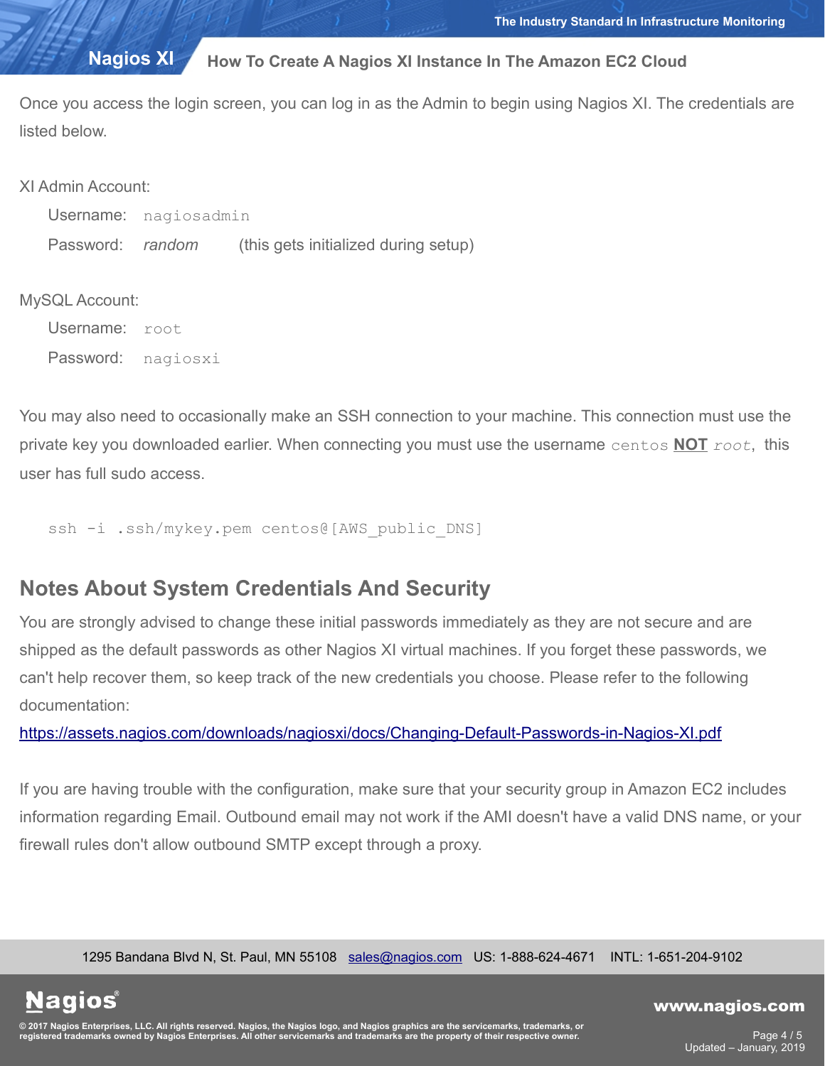Once you access the login screen, you can log in as the Admin to begin using Nagios XI. The credentials are listed below.

XI Admin Account:

Username: `nagiosadmin`

Password: *random* (this gets initialized during setup)

MySQL Account:

Username: `root`

Password: `nagiosxi`

You may also need to occasionally make an SSH connection to your machine. This connection must use the private key you downloaded earlier. When connecting you must use the username `centos` **NOT** *`root`*, this user has full sudo access.

```
ssh -i .ssh/mykey.pem centos@[AWS_public_DNS]
```

## Notes About System Credentials And Security

You are strongly advised to change these initial passwords immediately as they are not secure and are shipped as the default passwords as other Nagios XI virtual machines. If you forget these passwords, we can't help recover them, so keep track of the new credentials you choose. Please refer to the following documentation:

https://assets.nagios.com/downloads/nagiosxi/docs/Changing-Default-Passwords-in-Nagios-XI.pdf

If you are having trouble with the configuration, make sure that your security group in Amazon EC2 includes information regarding Email. Outbound email may not work if the AMI doesn't have a valid DNS name, or your firewall rules don't allow outbound SMTP except through a proxy.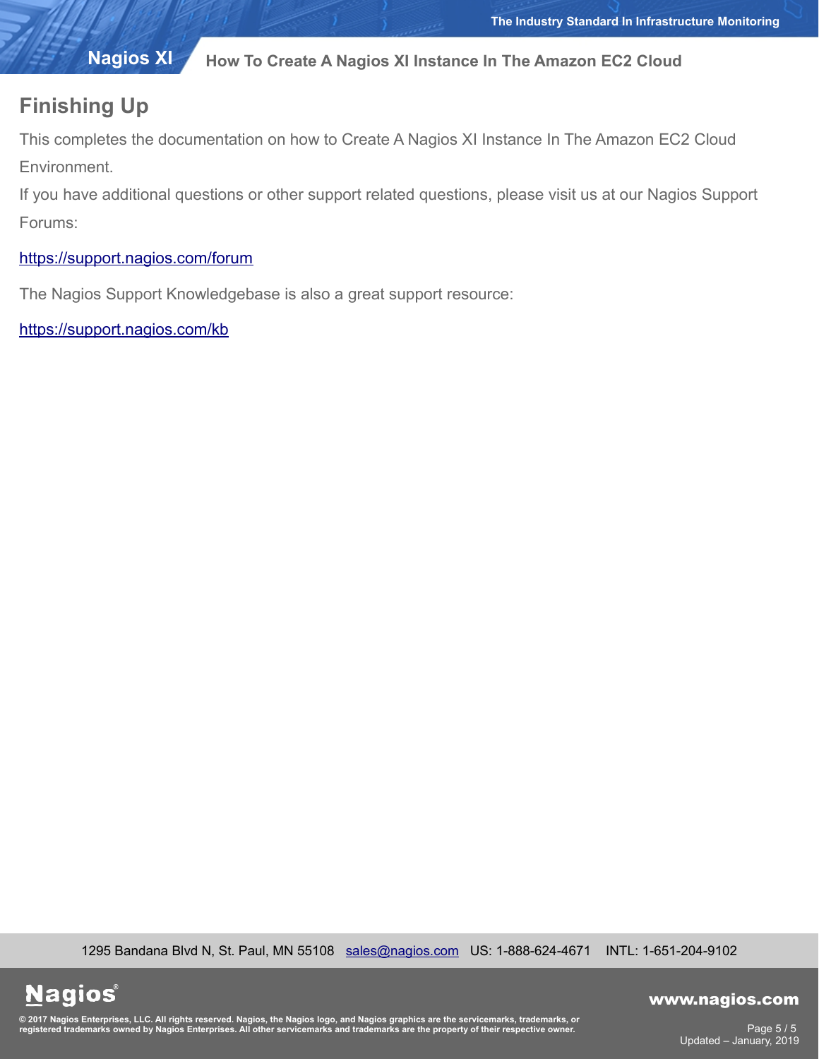## Finishing Up

This completes the documentation on how to Create A Nagios XI Instance In The Amazon EC2 Cloud Environment.

If you have additional questions or other support related questions, please visit us at our Nagios Support Forums:

https://support.nagios.com/forum

The Nagios Support Knowledgebase is also a great support resource:

https://support.nagios.com/kb